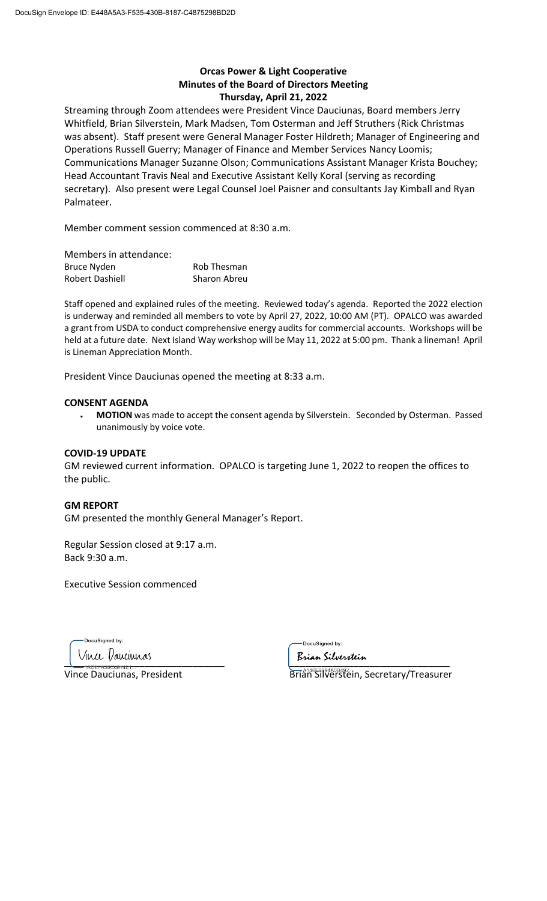DocuSign Envelope ID: E448A5A3-F535-430B-8187-C4875298BD2D

**Orcas Power & Light Cooperative**
**Minutes of the Board of Directors Meeting**
**Thursday, April 21, 2022**

Streaming through Zoom attendees were President Vince Dauciunas, Board members Jerry Whitfield, Brian Silverstein, Mark Madsen, Tom Osterman and Jeff Struthers (Rick Christmas was absent). Staff present were General Manager Foster Hildreth; Manager of Engineering and Operations Russell Guerry; Manager of Finance and Member Services Nancy Loomis; Communications Manager Suzanne Olson; Communications Assistant Manager Krista Bouchey; Head Accountant Travis Neal and Executive Assistant Kelly Koral (serving as recording secretary). Also present were Legal Counsel Joel Paisner and consultants Jay Kimball and Ryan Palmateer.

Member comment session commenced at 8:30 a.m.

Members in attendance:

| | |
|---|---|
| Bruce Nyden | Rob Thesman |
| Robert Dashiell | Sharon Abreu |

Staff opened and explained rules of the meeting. Reviewed today's agenda. Reported the 2022 election is underway and reminded all members to vote by April 27, 2022, 10:00 AM (PT). OPALCO was awarded a grant from USDA to conduct comprehensive energy audits for commercial accounts. Workshops will be held at a future date. Next Island Way workshop will be May 11, 2022 at 5:00 pm. Thank a lineman! April is Lineman Appreciation Month.

President Vince Dauciunas opened the meeting at 8:33 a.m.

**CONSENT AGENDA**

- **MOTION** was made to accept the consent agenda by Silverstein. Seconded by Osterman. Passed unanimously by voice vote.

**COVID-19 UPDATE**

GM reviewed current information. OPALCO is targeting June 1, 2022 to reopen the offices to the public.

**GM REPORT**

GM presented the monthly General Manager's Report.

Regular Session closed at 9:17 a.m.
Back 9:30 a.m.

Executive Session commenced

DocuSigned by: Vince Dauciunas
Vince Dauciunas, President

DocuSigned by: Brian Silverstein
Brian Silverstein, Secretary/Treasurer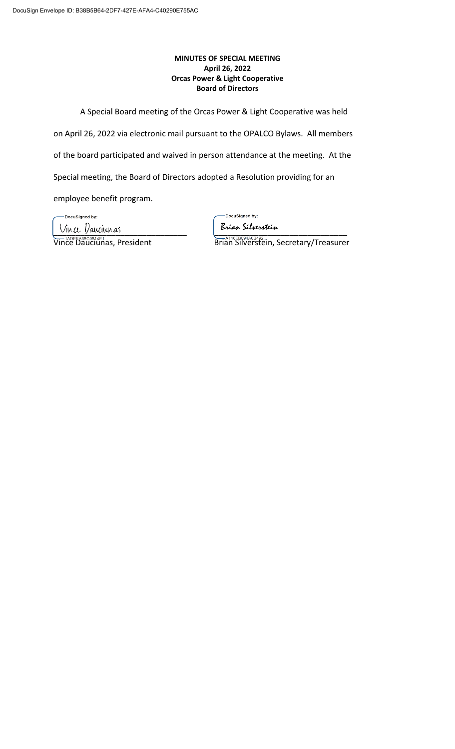**MINUTES OF SPECIAL MEETING**
**April 26, 2022**
**Orcas Power & Light Cooperative**
**Board of Directors**

A Special Board meeting of the Orcas Power & Light Cooperative was held on April 26, 2022 via electronic mail pursuant to the OPALCO Bylaws. All members of the board participated and waived in person attendance at the meeting. At the Special meeting, the Board of Directors adopted a Resolution providing for an employee benefit program.

DocuSigned by:
Vince Dauciunas
1ADEEA38C0814E1...
Vince Dauciunas, President

DocuSigned by:
Brian Silverstein
A146EB094A0B492...
Brian Silverstein, Secretary/Treasurer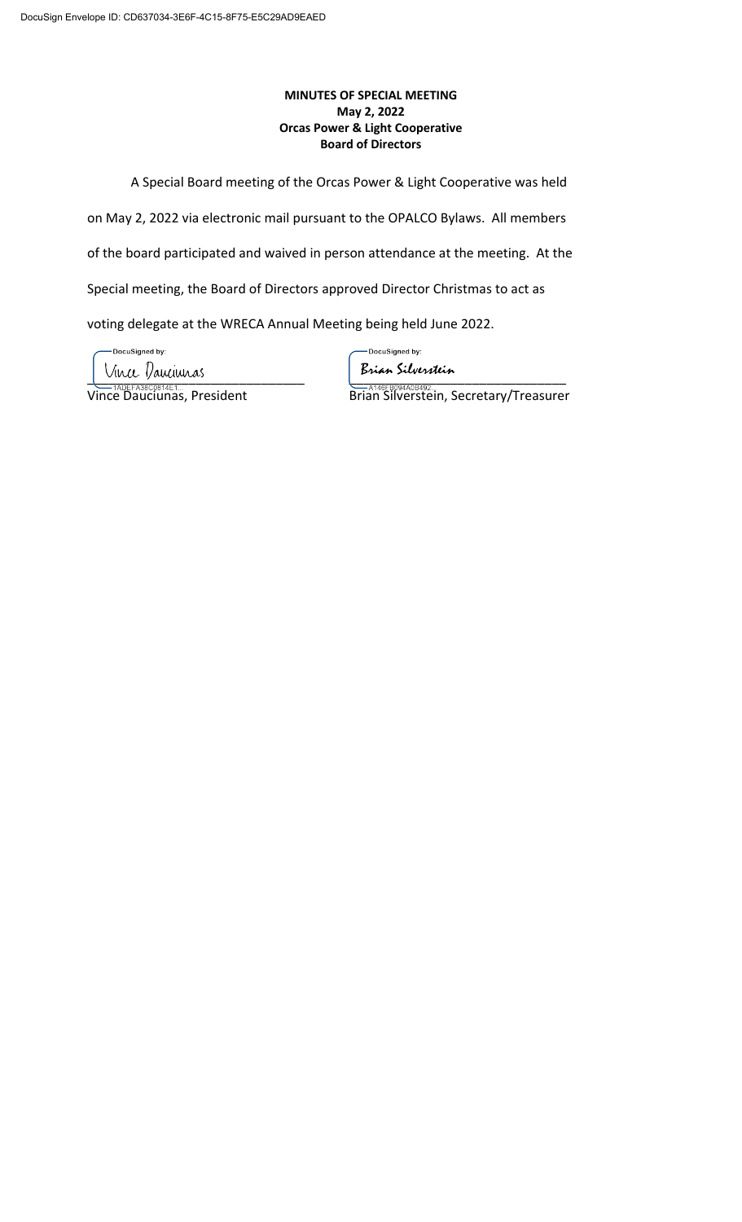DocuSign Envelope ID: CD637034-3E6F-4C15-8F75-E5C29AD9EAED

**MINUTES OF SPECIAL MEETING**
**May 2, 2022**
**Orcas Power & Light Cooperative**
**Board of Directors**

A Special Board meeting of the Orcas Power & Light Cooperative was held on May 2, 2022 via electronic mail pursuant to the OPALCO Bylaws. All members of the board participated and waived in person attendance at the meeting. At the Special meeting, the Board of Directors approved Director Christmas to act as voting delegate at the WRECA Annual Meeting being held June 2022.

DocuSigned by:
Vince Dauciunas
1ADEFA38C0814E1...
Vince Dauciunas, President

DocuSigned by:
Brian Silverstein
A146EB094A0B492...
Brian Silverstein, Secretary/Treasurer